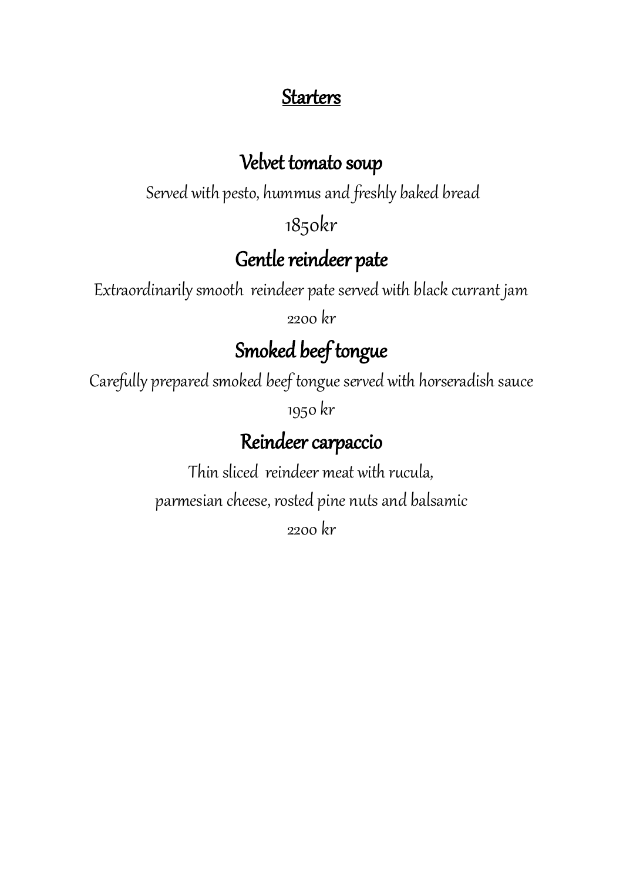# Starters

## Velvet tomato soup

Served with pesto, hummus and freshly baked bread

1850kr

## Gentle reindeer pate

Extraordinarily smooth reindeer pate served with black currant jam

2200 kr

## Smoked beef tongue

Carefully prepared smoked beef tongue served with horseradish sauce

1950 kr

## Reindeer carpaccio

Thin sliced reindeer meat with rucula,

parmesian cheese, rosted pine nuts and balsamic

2200 kr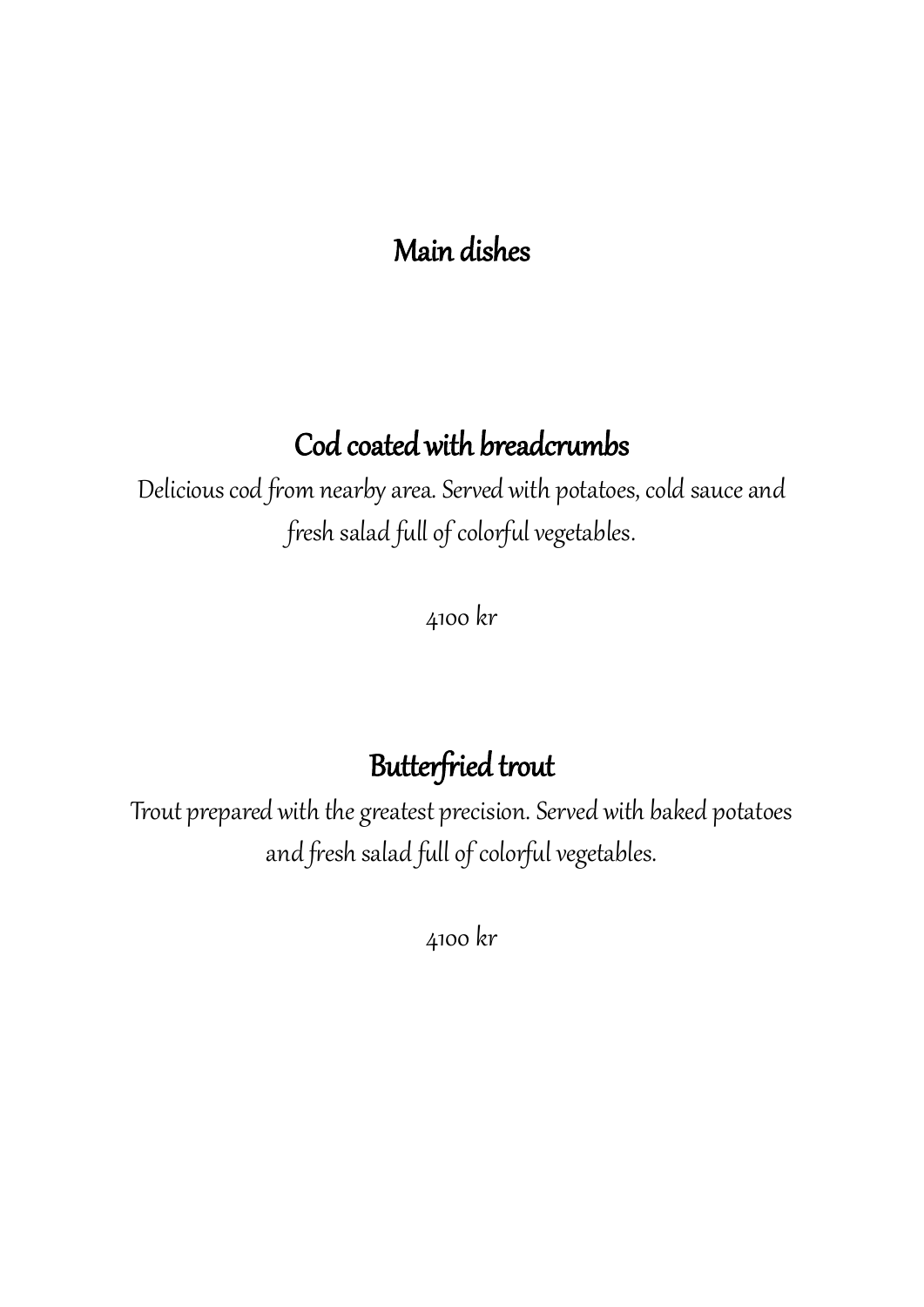# Main dishes

## Cod coated with breadcrumbs

*Delicious cod from nearby area. Served with potatoes, cold sauce and fresh salad full of colorful vegetables.*

*4100 kr*

## Butterfried trout

*Trout prepared with the greatest precision. Served with baked potatoes and fresh salad full of colorful vegetables.*

*4100 kr*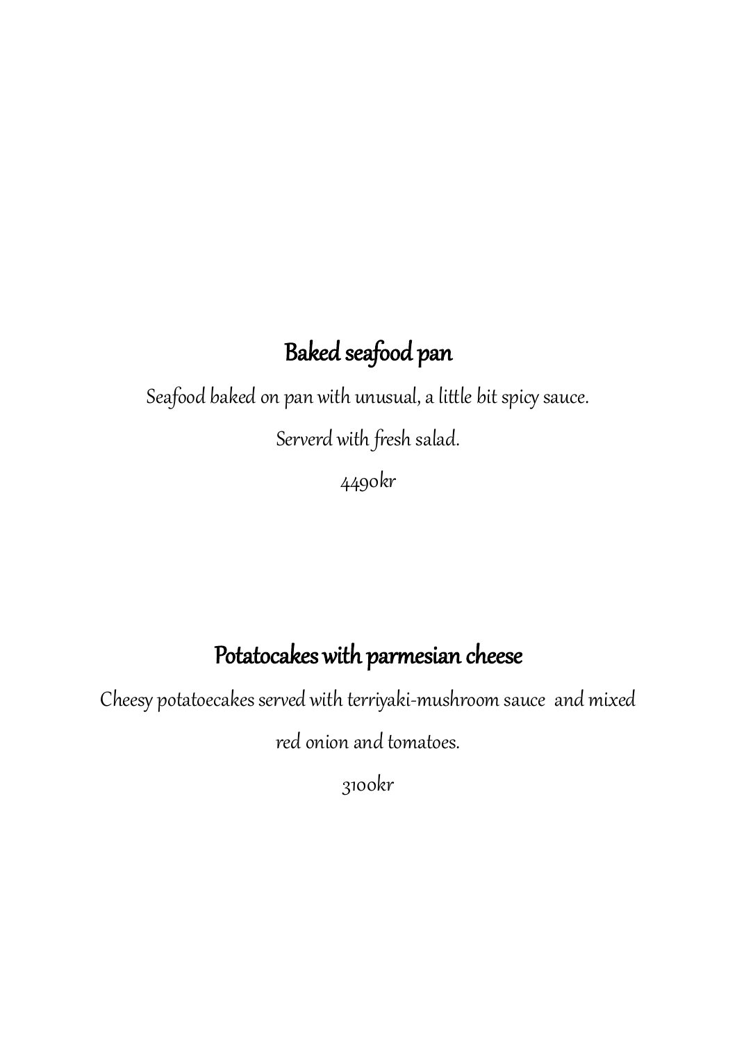## Baked seafood pan

*Seafood baked on pan with unusual, a little bit spicy sauce.*

*Serverd with fresh salad.*

*4490kr*

## Potatocakes with parmesian cheese

*Cheesy potatoecakes served with terriyaki-mushroom sauce and mixed red onion and tomatoes.*

*3100kr*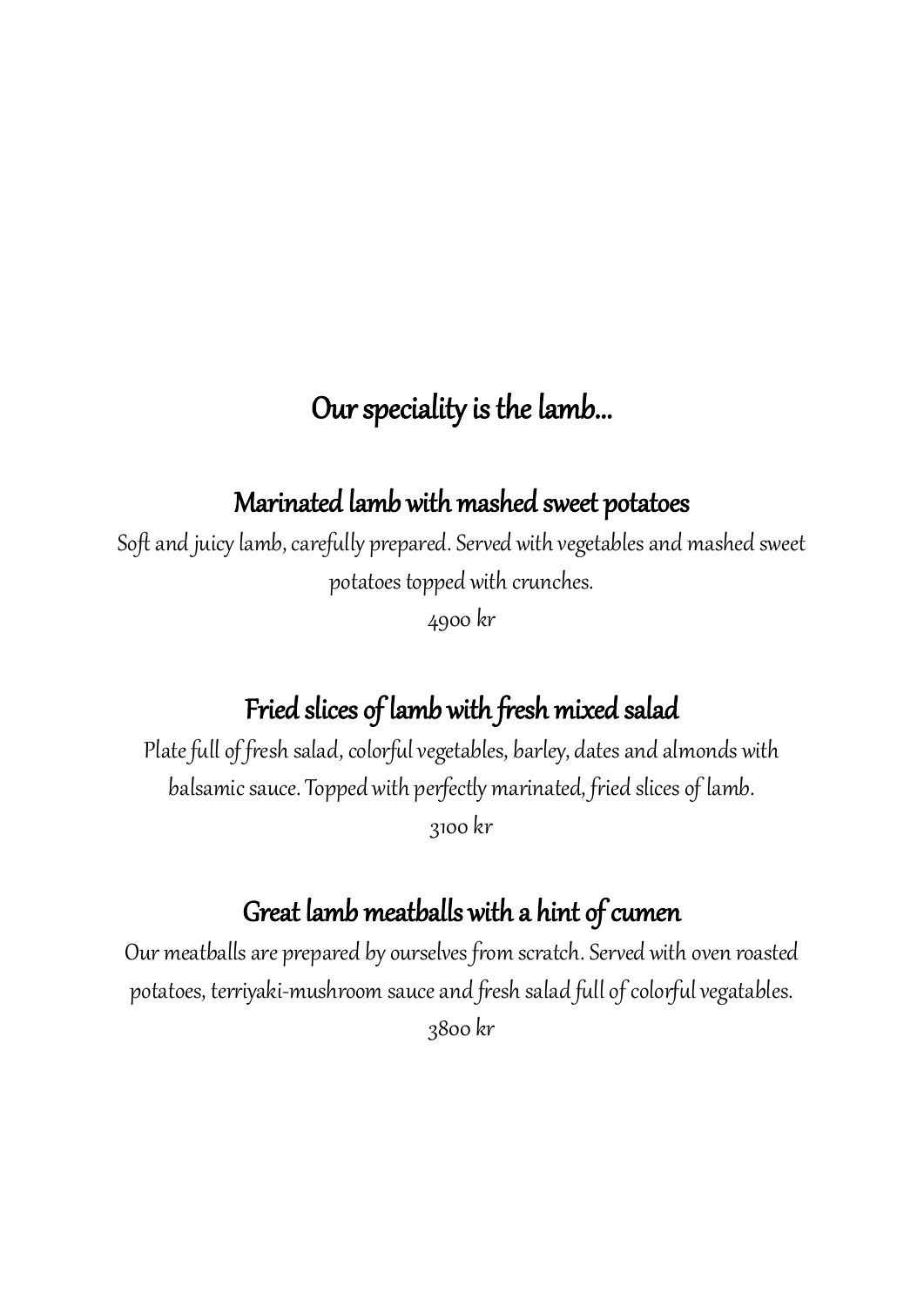# Our speciality is the lamb...

## Marinated lamb with mashed sweet potatoes

*Soft and juicy lamb, carefully prepared. Served with vegetables and mashed sweet potatoes topped with crunches.*

*4900 kr*

## Fried slices of lamb with fresh mixed salad

*Plate full of fresh salad, colorful vegetables, barley, dates and almonds with balsamic sauce. Topped with perfectly marinated, fried slices of lamb.*

*3100 kr*

## Great lamb meatballs with a hint of cumen

*Our meatballs are prepared by ourselves from scratch. Served with oven roasted potatoes, terriyaki-mushroom sauce and fresh salad full of colorful vegatables.*

*3800 kr*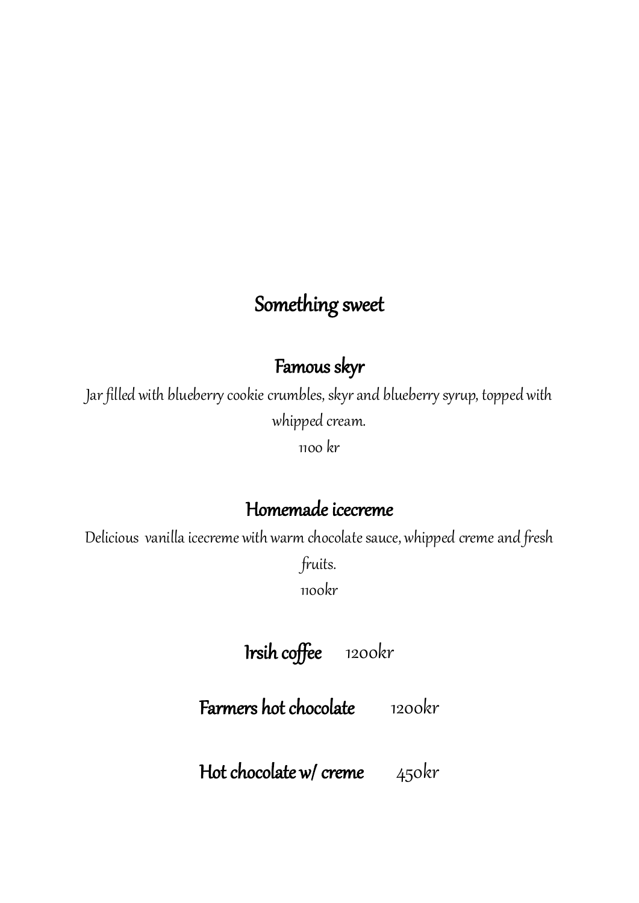# Something sweet

## Famous skyr

*Jar filled with blueberry cookie crumbles, skyr and blueberry syrup, topped with whipped cream.*

*1100 kr*

## Homemade icecreme

*Delicious vanilla icecreme with warm chocolate sauce, whipped creme and fresh fruits.*

*1100kr*

## Irsih coffee 1200kr

## Farmers hot chocolate 1200kr

## Hot chocolate w/ creme 450kr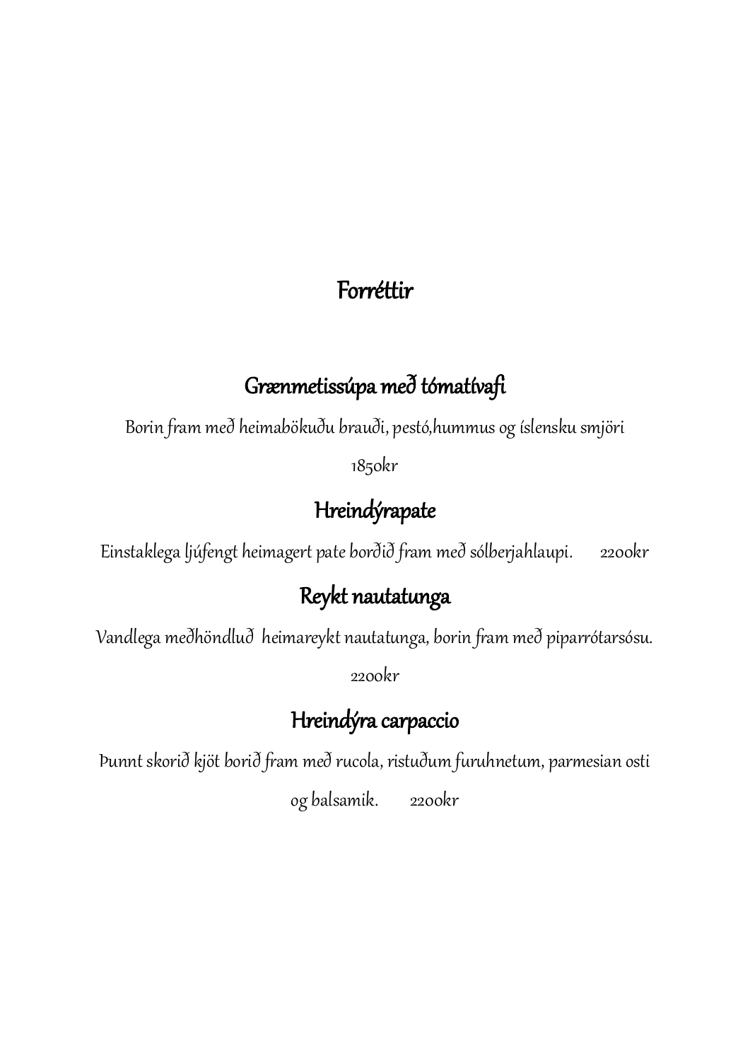# Forréttir

## Grænmetissúpa með tómatívafi

Borin fram með heimabökuðu brauði, pestó,hummus og íslensku smjöri

1850kr

## Hreindýrapate

Einstaklega ljúfengt heimagert pate borðið fram með sólberjahlaupi. 2200kr

## Reykt nautatunga

Vandlega meðhöndluð heimareykt nautatunga, borin fram með piparrótarsósu.

2200kr

## Hreindýra carpaccio

Þunnt skorið kjöt borið fram með rucola, ristuðum furuhnetum, parmesian osti og balsamik. 2200kr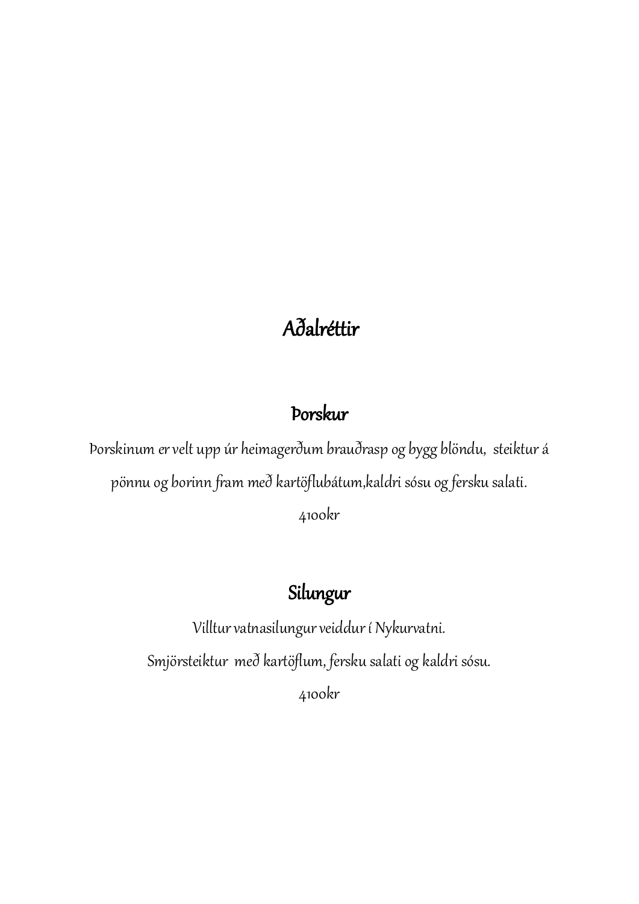# Aðalréttir

## Þorskur

Þorskinum er velt upp úr heimagerðum brauðrasp og bygg blöndu,  steiktur á pönnu og borinn fram með kartöflubátum,kaldri sósu og fersku salati.

4100kr

## Silungur

Villtur vatnasilungur veiddur í Nykurvatni.

Smjörsteiktur  með kartöflum, fersku salati og kaldri sósu.

4100kr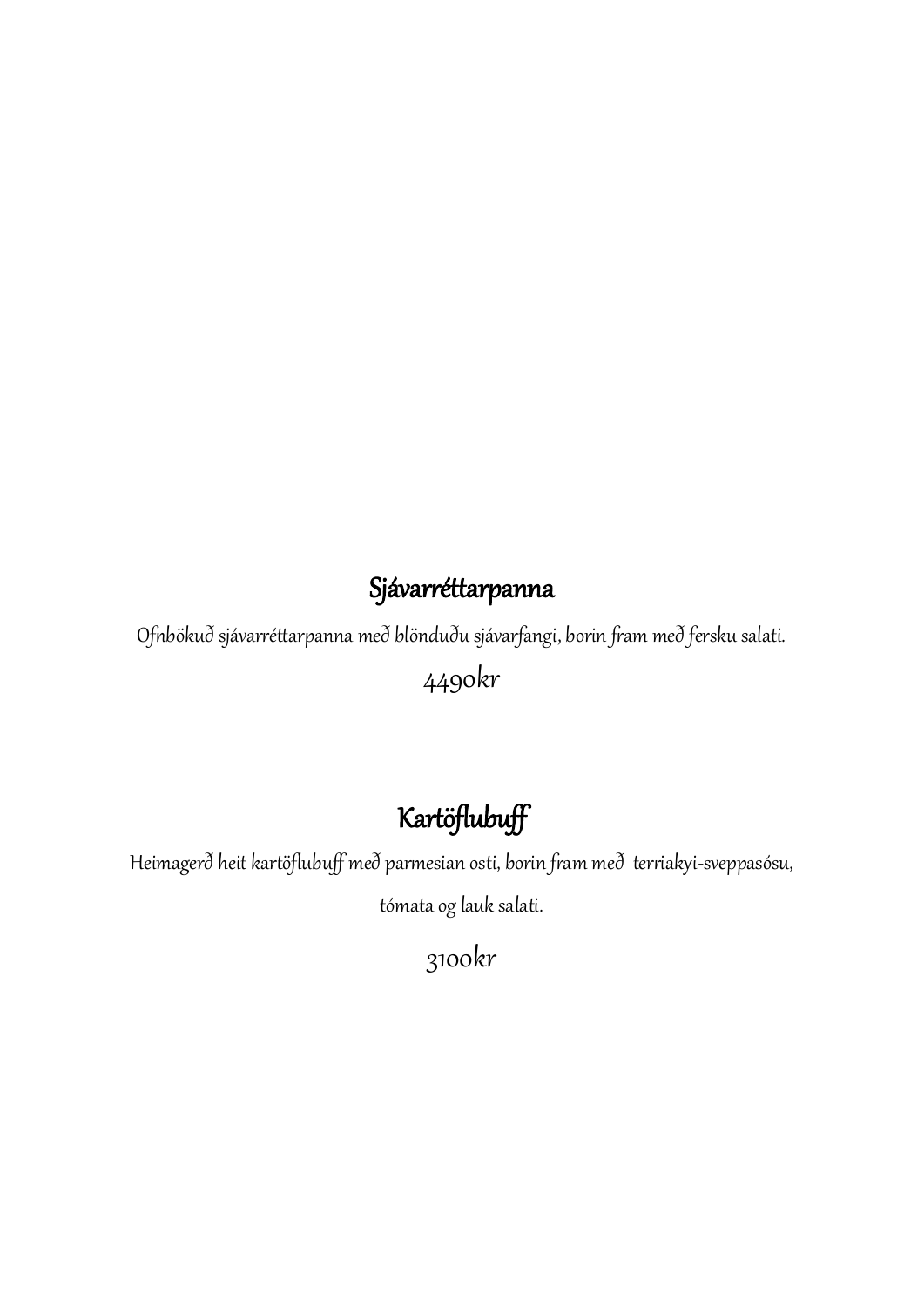## Sjávarréttarpanna

Ofnbökuð sjávarréttarpanna með blönduðu sjávarfangi, borin fram með fersku salati.

4490kr

## Kartöflubuff

Heimagerð heit kartöflubuff með parmesian osti, borin fram með  terriakyi-sveppasósu,

tómata og lauk salati.

3100kr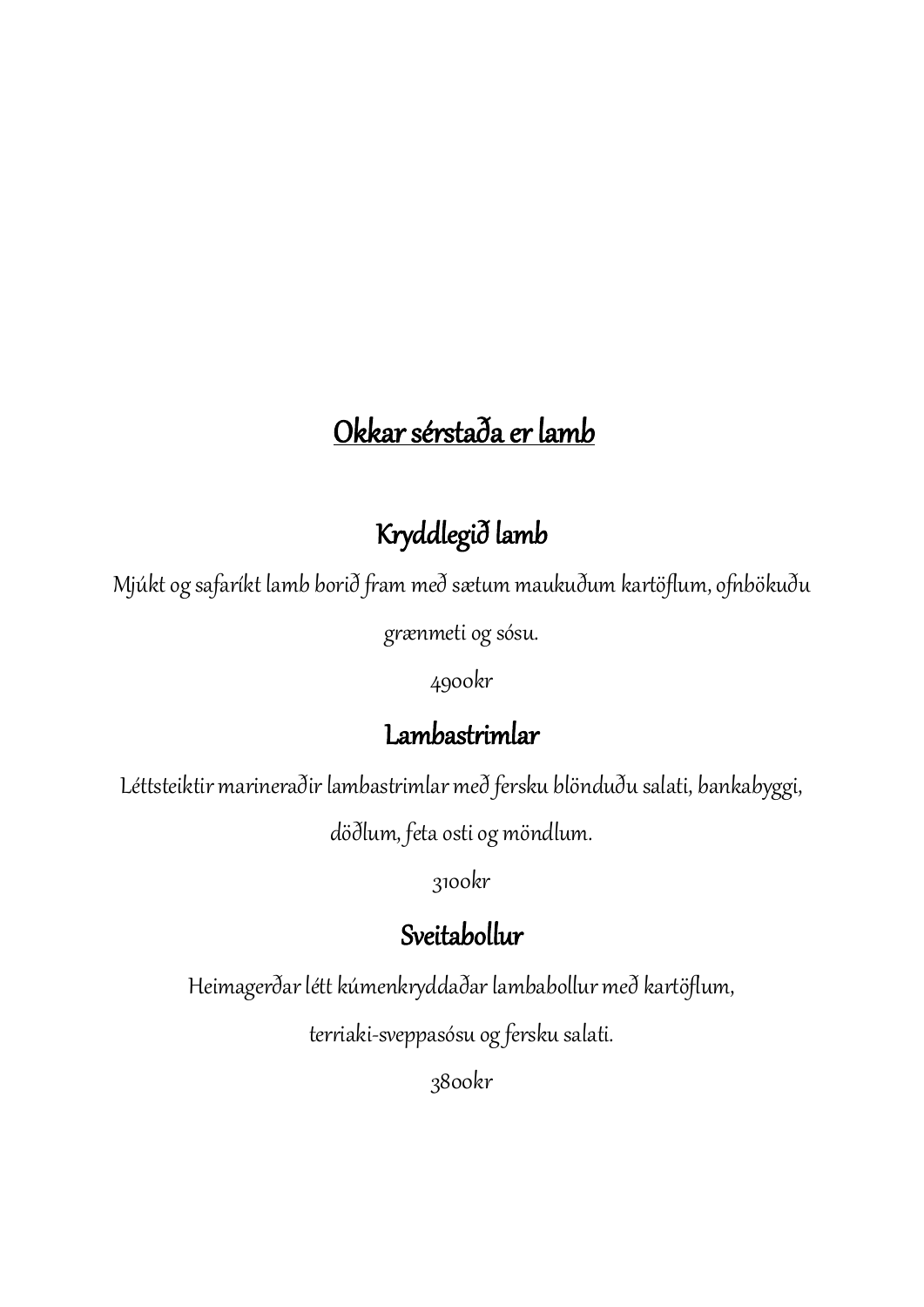# Okkar sérstaða er lamb

## Kryddlegið lamb

Mjúkt og safaríkt lamb borið fram með sætum maukuðum kartöflum, ofnbökuðu grænmeti og sósu.

4900kr

## Lambastrimlar

Léttsteiktir marineraðir lambastrimlar með fersku blönduðu salati, bankabyggi, döðlum, feta osti og möndlum.

3100kr

## Sveitabollur

Heimagerðar létt kúmenkryddaðar lambabollur með kartöflum, terriaki-sveppasósu og fersku salati.

3800kr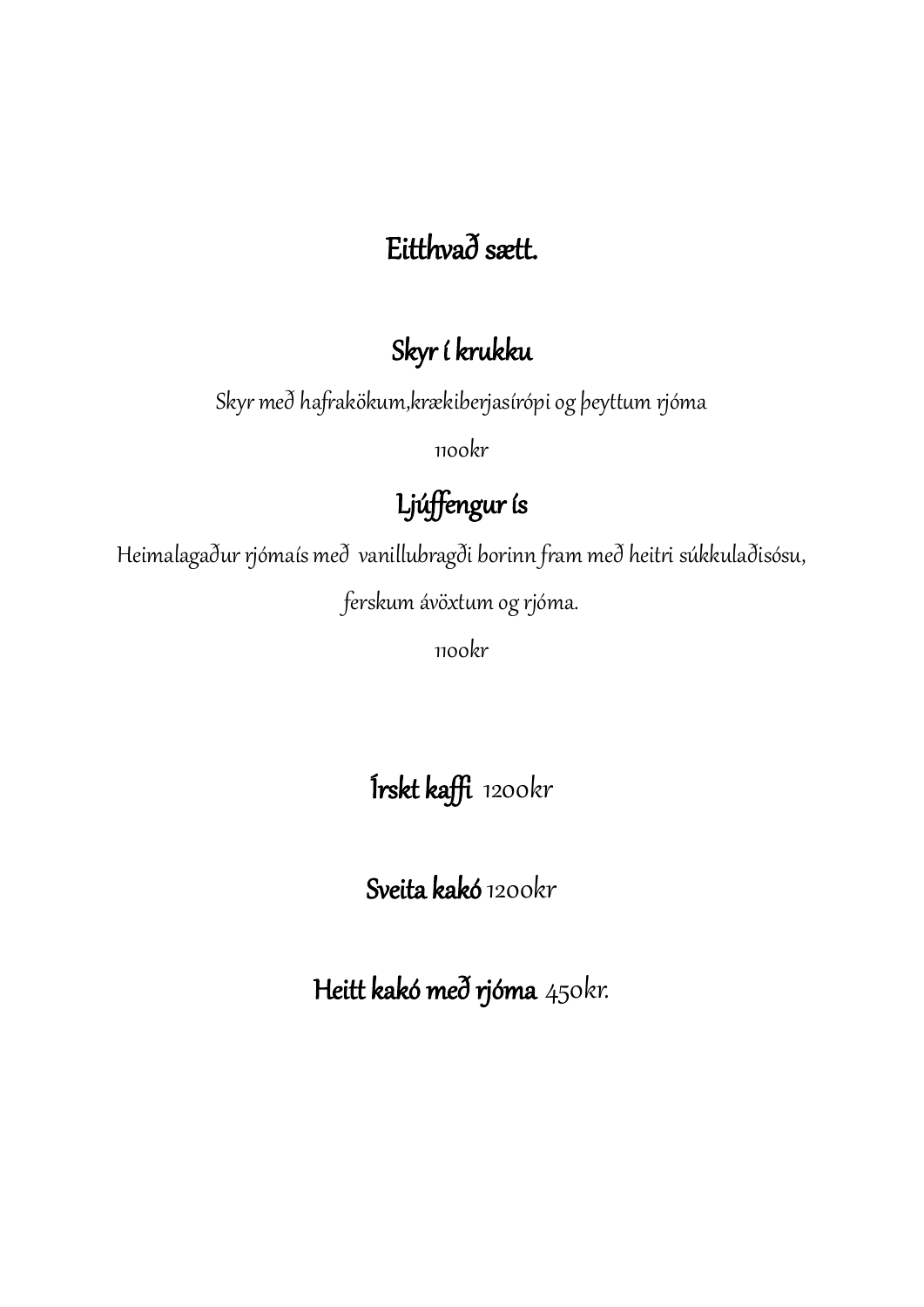# Eitthvað sætt.

## Skyr í krukku

*Skyr með hafrakökum,krækiberjasírópi og þeyttum rjóma*

*1100kr*

## Ljúffengur ís

*Heimalagaður rjómaís með vanillubragði borinn fram með heitri súkkulaðisósu,*

*ferskum ávöxtum og rjóma.*

*1100kr*

**Írskt kaffi** *1200kr*

**Sveita kakó** *1200kr*

**Heitt kakó með rjóma** *450kr.*